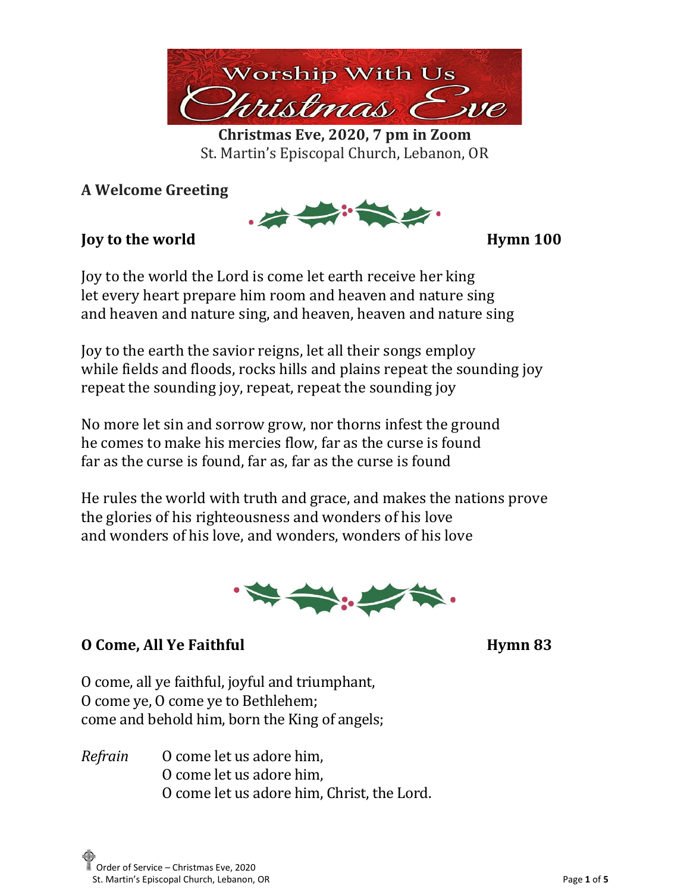# Worship With Us Christmas Eve

**Christmas Eve, 2020, 7 pm in Zoom**
St. Martin's Episcopal Church, Lebanon, OR

## A Welcome Greeting

## Joy to the world — Hymn 100

Joy to the world the Lord is come let earth receive her king
let every heart prepare him room and heaven and nature sing
and heaven and nature sing, and heaven, heaven and nature sing

Joy to the earth the savior reigns, let all their songs employ
while fields and floods, rocks hills and plains repeat the sounding joy
repeat the sounding joy, repeat, repeat the sounding joy

No more let sin and sorrow grow, nor thorns infest the ground
he comes to make his mercies flow, far as the curse is found
far as the curse is found, far as, far as the curse is found

He rules the world with truth and grace, and makes the nations prove
the glories of his righteousness and wonders of his love
and wonders of his love, and wonders, wonders of his love

## O Come, All Ye Faithful — Hymn 83

O come, all ye faithful, joyful and triumphant,
O come ye, O come ye to Bethlehem;
come and behold him, born the King of angels;

*Refrain*
O come let us adore him,
O come let us adore him,
O come let us adore him, Christ, the Lord.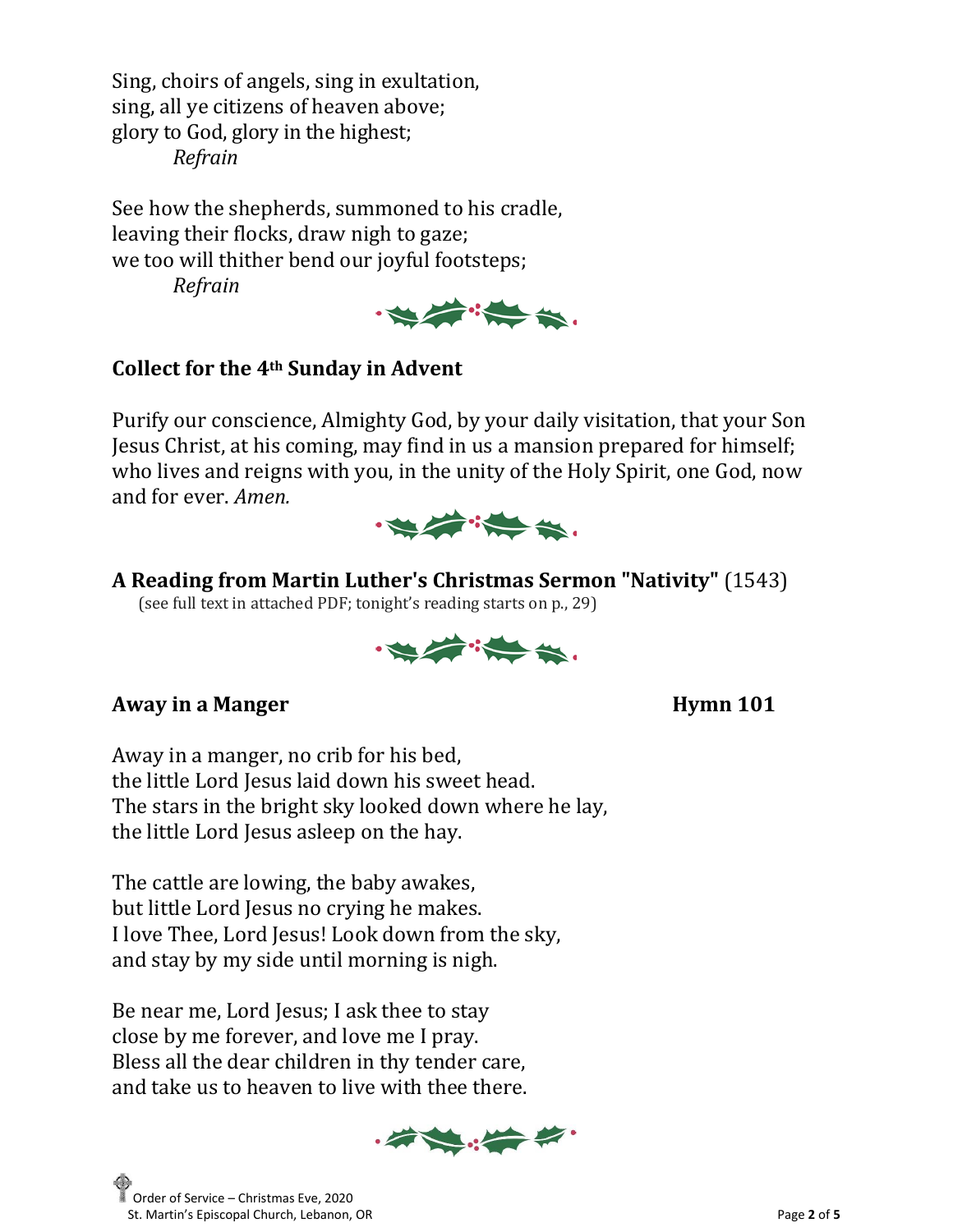Sing, choirs of angels, sing in exultation,
sing, all ye citizens of heaven above;
glory to God, glory in the highest;
*Refrain*

See how the shepherds, summoned to his cradle,
leaving their flocks, draw nigh to gaze;
we too will thither bend our joyful footsteps;
*Refrain*

## Collect for the 4th Sunday in Advent

Purify our conscience, Almighty God, by your daily visitation, that your Son Jesus Christ, at his coming, may find in us a mansion prepared for himself; who lives and reigns with you, in the unity of the Holy Spirit, one God, now and for ever. *Amen.*

## A Reading from Martin Luther's Christmas Sermon "Nativity" (1543)

(see full text in attached PDF; tonight's reading starts on p., 29)

## Away in a Manger — Hymn 101

Away in a manger, no crib for his bed,
the little Lord Jesus laid down his sweet head.
The stars in the bright sky looked down where he lay,
the little Lord Jesus asleep on the hay.

The cattle are lowing, the baby awakes,
but little Lord Jesus no crying he makes.
I love Thee, Lord Jesus! Look down from the sky,
and stay by my side until morning is nigh.

Be near me, Lord Jesus; I ask thee to stay
close by me forever, and love me I pray.
Bless all the dear children in thy tender care,
and take us to heaven to live with thee there.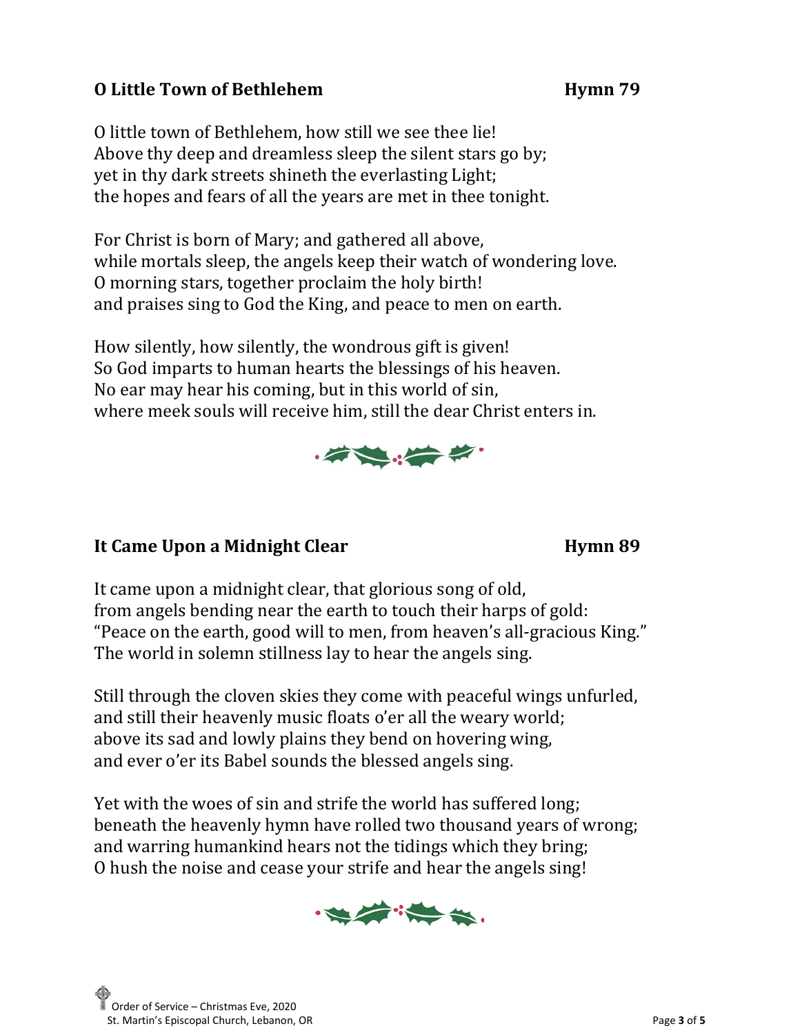## O Little Town of Bethlehem — Hymn 79

O little town of Bethlehem, how still we see thee lie!
Above thy deep and dreamless sleep the silent stars go by;
yet in thy dark streets shineth the everlasting Light;
the hopes and fears of all the years are met in thee tonight.

For Christ is born of Mary; and gathered all above,
while mortals sleep, the angels keep their watch of wondering love.
O morning stars, together proclaim the holy birth!
and praises sing to God the King, and peace to men on earth.

How silently, how silently, the wondrous gift is given!
So God imparts to human hearts the blessings of his heaven.
No ear may hear his coming, but in this world of sin,
where meek souls will receive him, still the dear Christ enters in.

## It Came Upon a Midnight Clear — Hymn 89

It came upon a midnight clear, that glorious song of old,
from angels bending near the earth to touch their harps of gold:
"Peace on the earth, good will to men, from heaven's all-gracious King."
The world in solemn stillness lay to hear the angels sing.

Still through the cloven skies they come with peaceful wings unfurled,
and still their heavenly music floats o'er all the weary world;
above its sad and lowly plains they bend on hovering wing,
and ever o'er its Babel sounds the blessed angels sing.

Yet with the woes of sin and strife the world has suffered long;
beneath the heavenly hymn have rolled two thousand years of wrong;
and warring humankind hears not the tidings which they bring;
O hush the noise and cease your strife and hear the angels sing!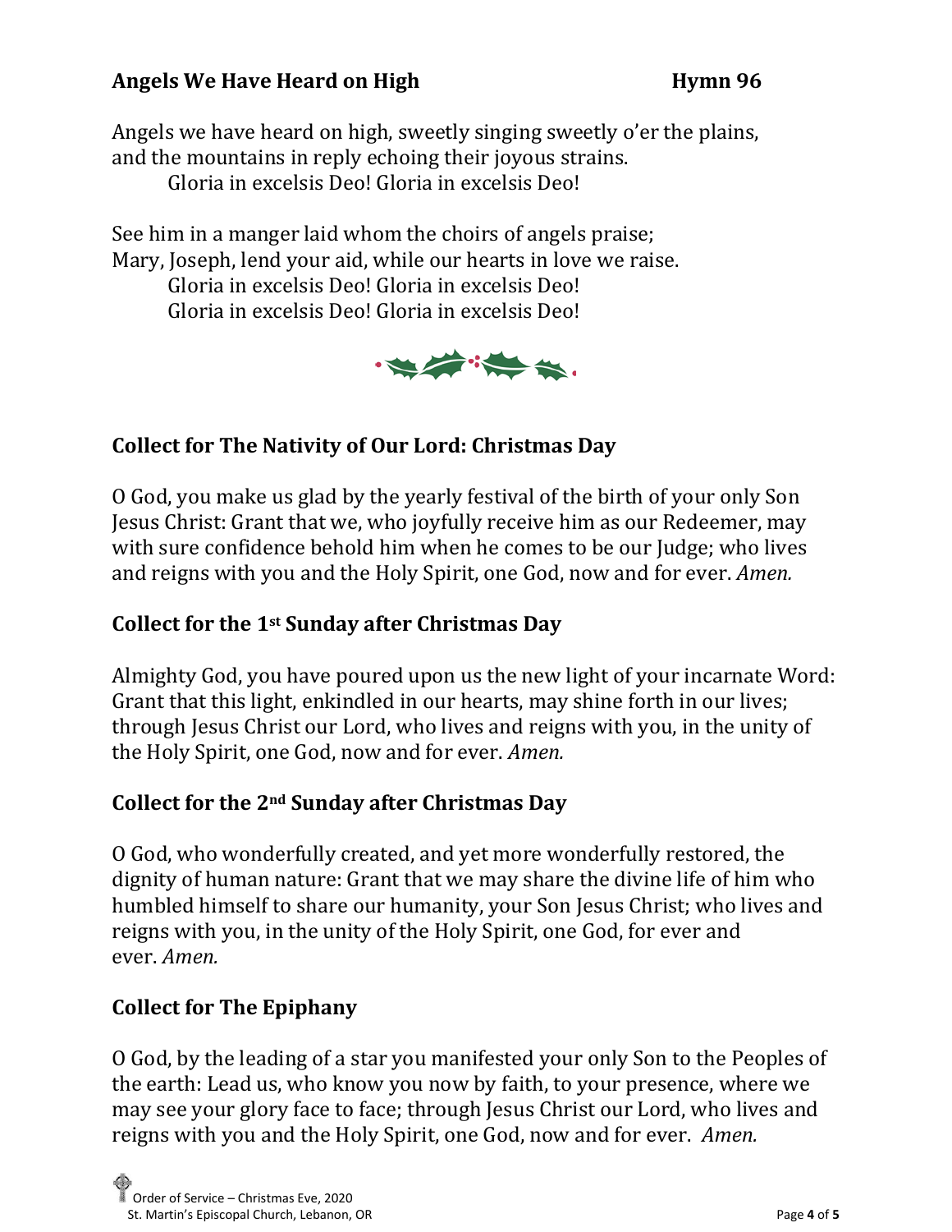**Angels We Have Heard on High** **Hymn 96**

Angels we have heard on high, sweetly singing sweetly o'er the plains,
and the mountains in reply echoing their joyous strains.
Gloria in excelsis Deo! Gloria in excelsis Deo!

See him in a manger laid whom the choirs of angels praise;
Mary, Joseph, lend your aid, while our hearts in love we raise.
Gloria in excelsis Deo! Gloria in excelsis Deo!
Gloria in excelsis Deo! Gloria in excelsis Deo!

**Collect for The Nativity of Our Lord: Christmas Day**

O God, you make us glad by the yearly festival of the birth of your only Son Jesus Christ: Grant that we, who joyfully receive him as our Redeemer, may with sure confidence behold him when he comes to be our Judge; who lives and reigns with you and the Holy Spirit, one God, now and for ever. *Amen.*

**Collect for the 1st Sunday after Christmas Day**

Almighty God, you have poured upon us the new light of your incarnate Word: Grant that this light, enkindled in our hearts, may shine forth in our lives; through Jesus Christ our Lord, who lives and reigns with you, in the unity of the Holy Spirit, one God, now and for ever. *Amen.*

**Collect for the 2nd Sunday after Christmas Day**

O God, who wonderfully created, and yet more wonderfully restored, the dignity of human nature: Grant that we may share the divine life of him who humbled himself to share our humanity, your Son Jesus Christ; who lives and reigns with you, in the unity of the Holy Spirit, one God, for ever and ever. *Amen.*

**Collect for The Epiphany**

O God, by the leading of a star you manifested your only Son to the Peoples of the earth: Lead us, who know you now by faith, to your presence, where we may see your glory face to face; through Jesus Christ our Lord, who lives and reigns with you and the Holy Spirit, one God, now and for ever. *Amen.*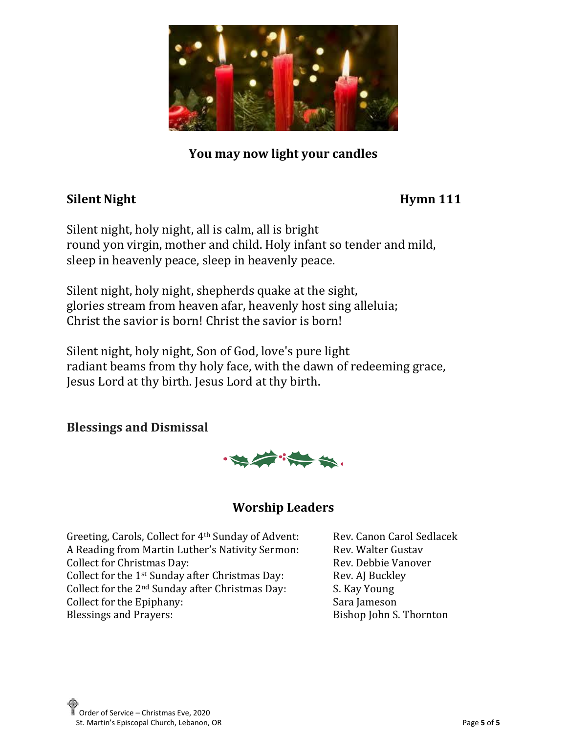**You may now light your candles**

**Silent Night** **Hymn 111**

Silent night, holy night, all is calm, all is bright
round yon virgin, mother and child. Holy infant so tender and mild,
sleep in heavenly peace, sleep in heavenly peace.

Silent night, holy night, shepherds quake at the sight,
glories stream from heaven afar, heavenly host sing alleluia;
Christ the savior is born! Christ the savior is born!

Silent night, holy night, Son of God, love's pure light
radiant beams from thy holy face, with the dawn of redeeming grace,
Jesus Lord at thy birth. Jesus Lord at thy birth.

**Blessings and Dismissal**

## Worship Leaders

| | |
|---|---|
| Greeting, Carols, Collect for 4th Sunday of Advent: | Rev. Canon Carol Sedlacek |
| A Reading from Martin Luther's Nativity Sermon: | Rev. Walter Gustav |
| Collect for Christmas Day: | Rev. Debbie Vanover |
| Collect for the 1st Sunday after Christmas Day: | Rev. AJ Buckley |
| Collect for the 2nd Sunday after Christmas Day: | S. Kay Young |
| Collect for the Epiphany: | Sara Jameson |
| Blessings and Prayers: | Bishop John S. Thornton |